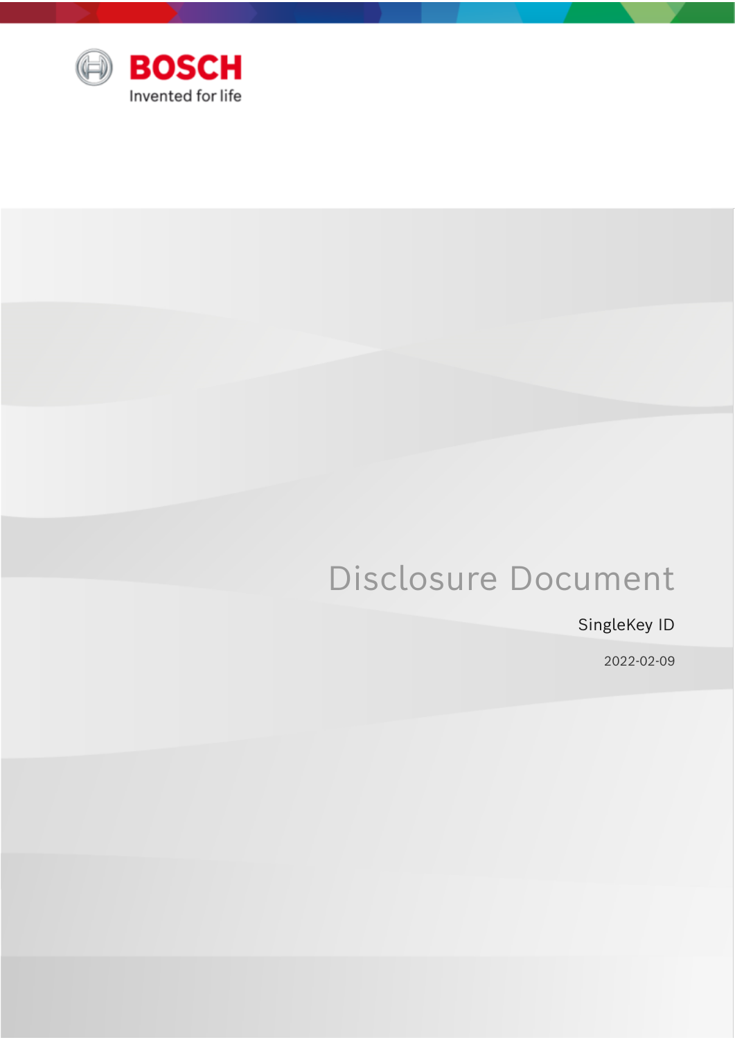BOSCH

Invented for life

# Disclosure Document

SingleKey ID

2022-02-09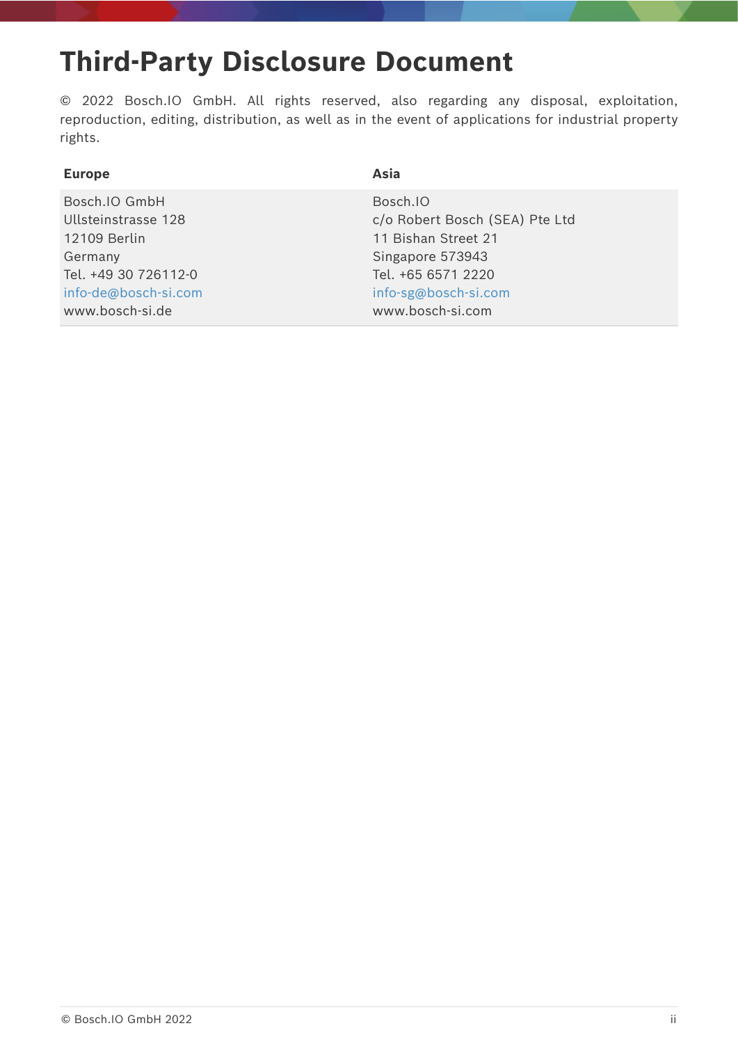# Third-Party Disclosure Document

© 2022 Bosch.IO GmbH. All rights reserved, also regarding any disposal, exploitation, reproduction, editing, distribution, as well as in the event of applications for industrial property rights.

| Europe | Asia |
| --- | --- |
| Bosch.IO GmbH<br>Ullsteinstrasse 128<br>12109 Berlin<br>Germany<br>Tel. +49 30 726112-0<br>info-de@bosch-si.com<br>www.bosch-si.de | Bosch.IO<br>c/o Robert Bosch (SEA) Pte Ltd<br>11 Bishan Street 21<br>Singapore 573943<br>Tel. +65 6571 2220<br>info-sg@bosch-si.com<br>www.bosch-si.com |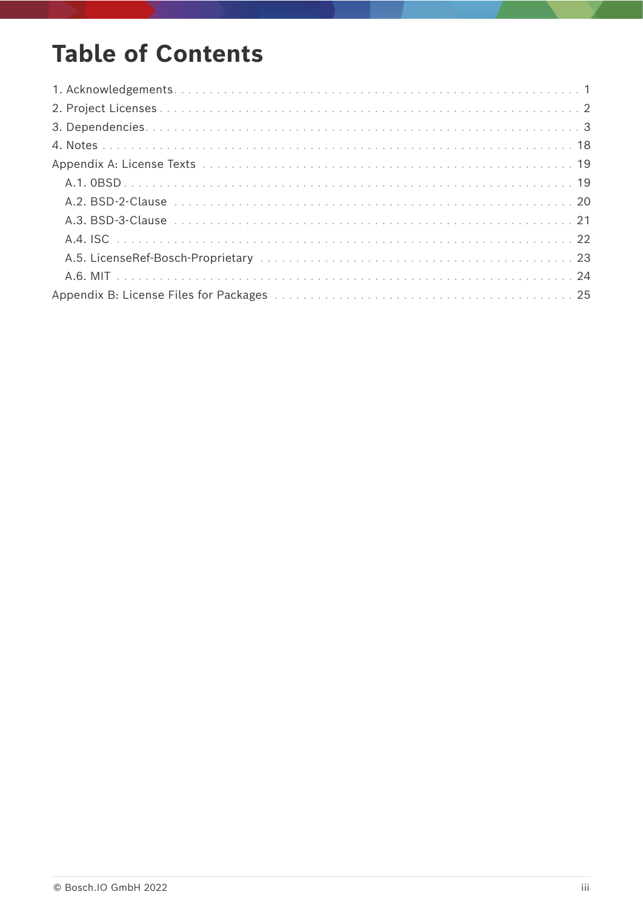# Table of Contents

1. Acknowledgements . . . . . . . . . . . . . . . . . . . . . . . . . . . . . . . . . . . . . . . . . . . . . . . . . . . . . . . . . . . . 1
2. Project Licenses . . . . . . . . . . . . . . . . . . . . . . . . . . . . . . . . . . . . . . . . . . . . . . . . . . . . . . . . . . . . 2
3. Dependencies . . . . . . . . . . . . . . . . . . . . . . . . . . . . . . . . . . . . . . . . . . . . . . . . . . . . . . . . . . . . 3
4. Notes . . . . . . . . . . . . . . . . . . . . . . . . . . . . . . . . . . . . . . . . . . . . . . . . . . . . . . . . . . . . 18

Appendix A: License Texts . . . . . . . . . . . . . . . . . . . . . . . . . . . . . . . . . . . . . . . . . . . . . . . . . . . . 19

- A.1. 0BSD . . . . . . . . . . . . . . . . . . . . . . . . . . . . . . . . . . . . . . . . . . . . . . . . . . . . . . . . . . . . 19
- A.2. BSD-2-Clause . . . . . . . . . . . . . . . . . . . . . . . . . . . . . . . . . . . . . . . . . . . . . . . . . . . . . . . . 20
- A.3. BSD-3-Clause . . . . . . . . . . . . . . . . . . . . . . . . . . . . . . . . . . . . . . . . . . . . . . . . . . . . . . . . 21
- A.4. ISC . . . . . . . . . . . . . . . . . . . . . . . . . . . . . . . . . . . . . . . . . . . . . . . . . . . . . . . . . . . . 22
- A.5. LicenseRef-Bosch-Proprietary . . . . . . . . . . . . . . . . . . . . . . . . . . . . . . . . . . . . . . . . . . . . 23
- A.6. MIT . . . . . . . . . . . . . . . . . . . . . . . . . . . . . . . . . . . . . . . . . . . . . . . . . . . . . . . . . . . . 24

Appendix B: License Files for Packages . . . . . . . . . . . . . . . . . . . . . . . . . . . . . . . . . . . . . . . . . 25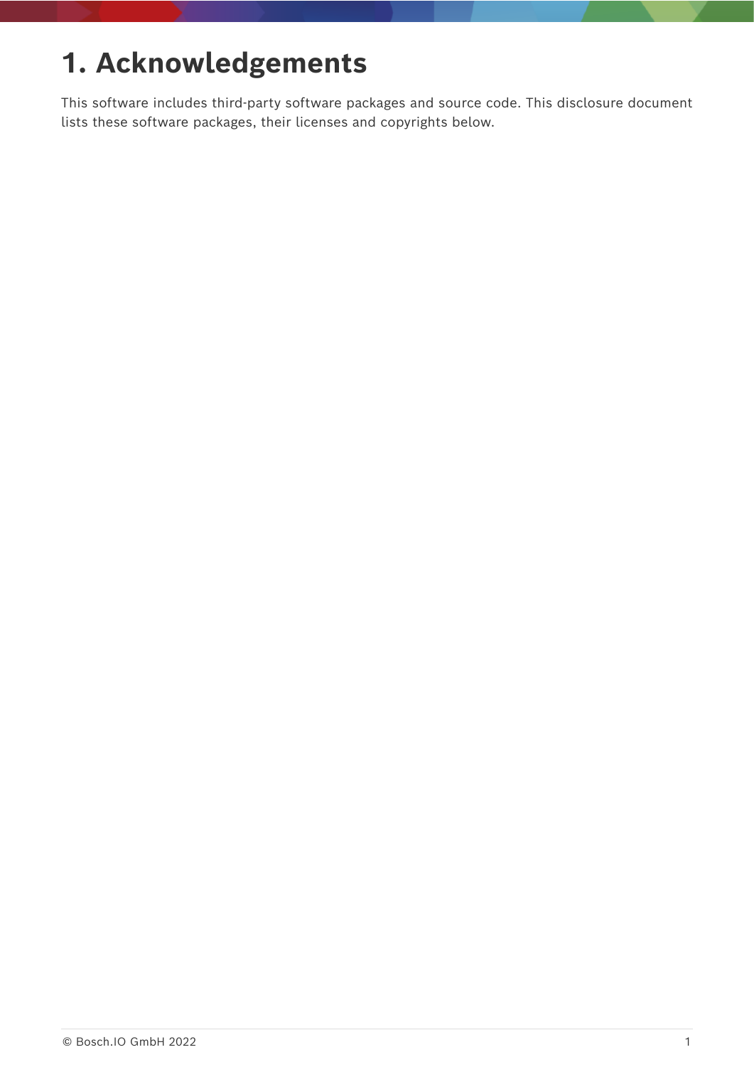# 1. Acknowledgements

This software includes third-party software packages and source code. This disclosure document lists these software packages, their licenses and copyrights below.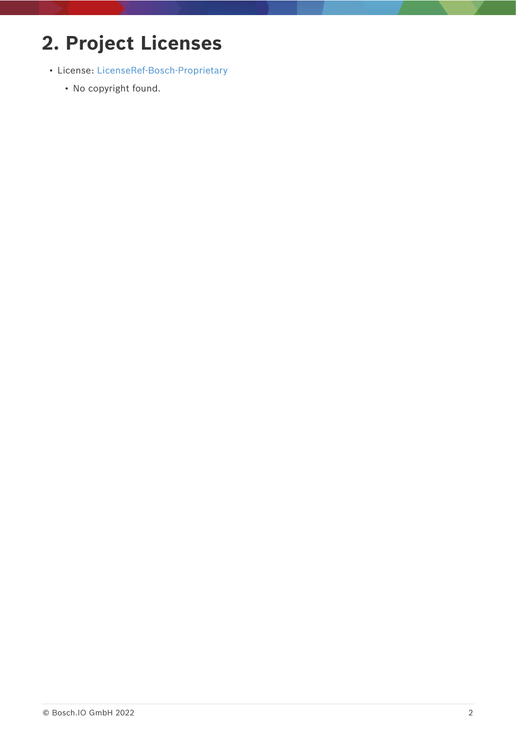# 2. Project Licenses

- License: LicenseRef-Bosch-Proprietary
    - No copyright found.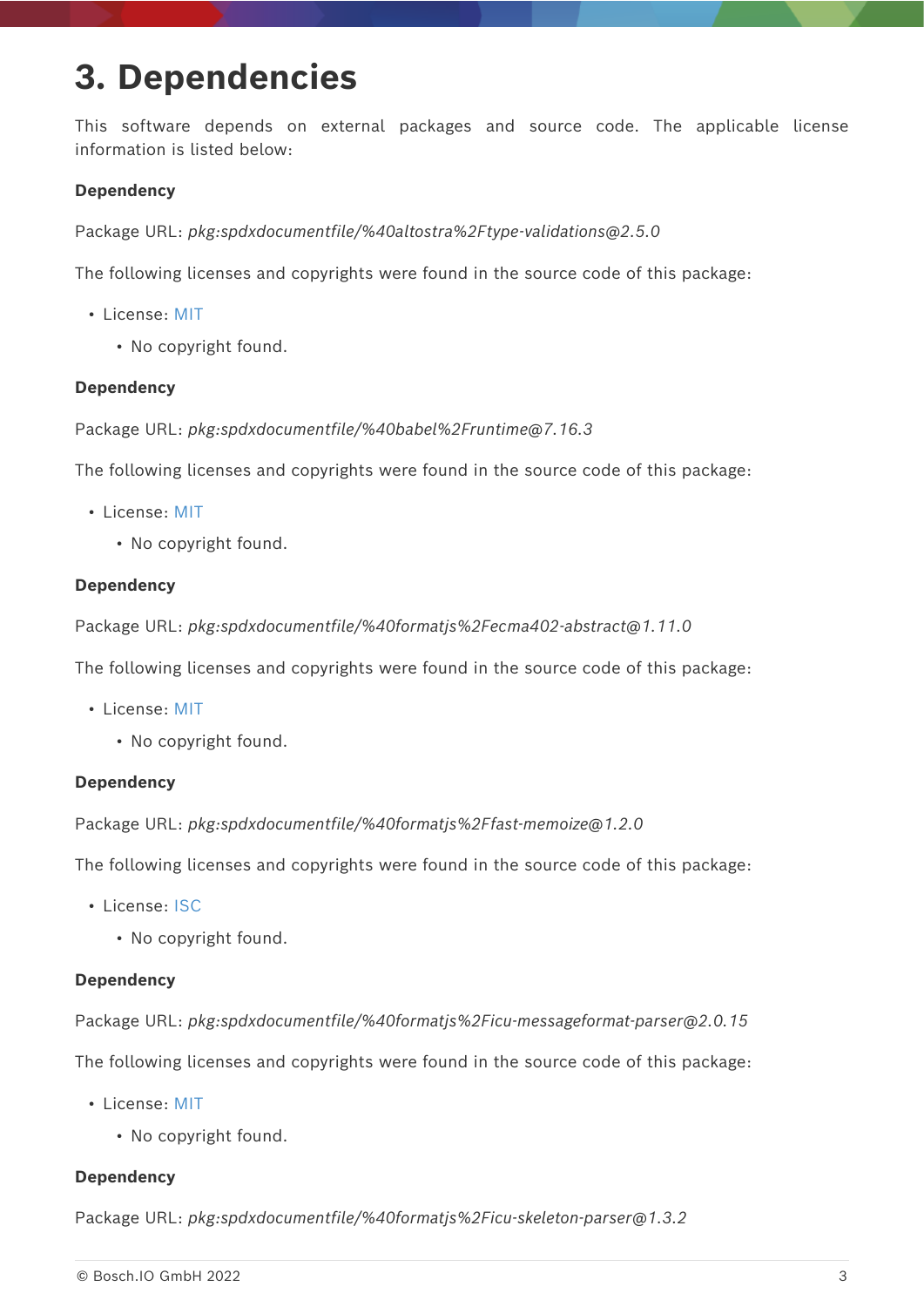# 3. Dependencies

This software depends on external packages and source code. The applicable license information is listed below:

**Dependency**

Package URL: *pkg:spdxdocumentfile/%40altostra%2Ftype-validations@2.5.0*

The following licenses and copyrights were found in the source code of this package:

- License: MIT
  - No copyright found.

**Dependency**

Package URL: *pkg:spdxdocumentfile/%40babel%2Fruntime@7.16.3*

The following licenses and copyrights were found in the source code of this package:

- License: MIT
  - No copyright found.

**Dependency**

Package URL: *pkg:spdxdocumentfile/%40formatjs%2Fecma402-abstract@1.11.0*

The following licenses and copyrights were found in the source code of this package:

- License: MIT
  - No copyright found.

**Dependency**

Package URL: *pkg:spdxdocumentfile/%40formatjs%2Ffast-memoize@1.2.0*

The following licenses and copyrights were found in the source code of this package:

- License: ISC
  - No copyright found.

**Dependency**

Package URL: *pkg:spdxdocumentfile/%40formatjs%2Ficu-messageformat-parser@2.0.15*

The following licenses and copyrights were found in the source code of this package:

- License: MIT
  - No copyright found.

**Dependency**

Package URL: *pkg:spdxdocumentfile/%40formatjs%2Ficu-skeleton-parser@1.3.2*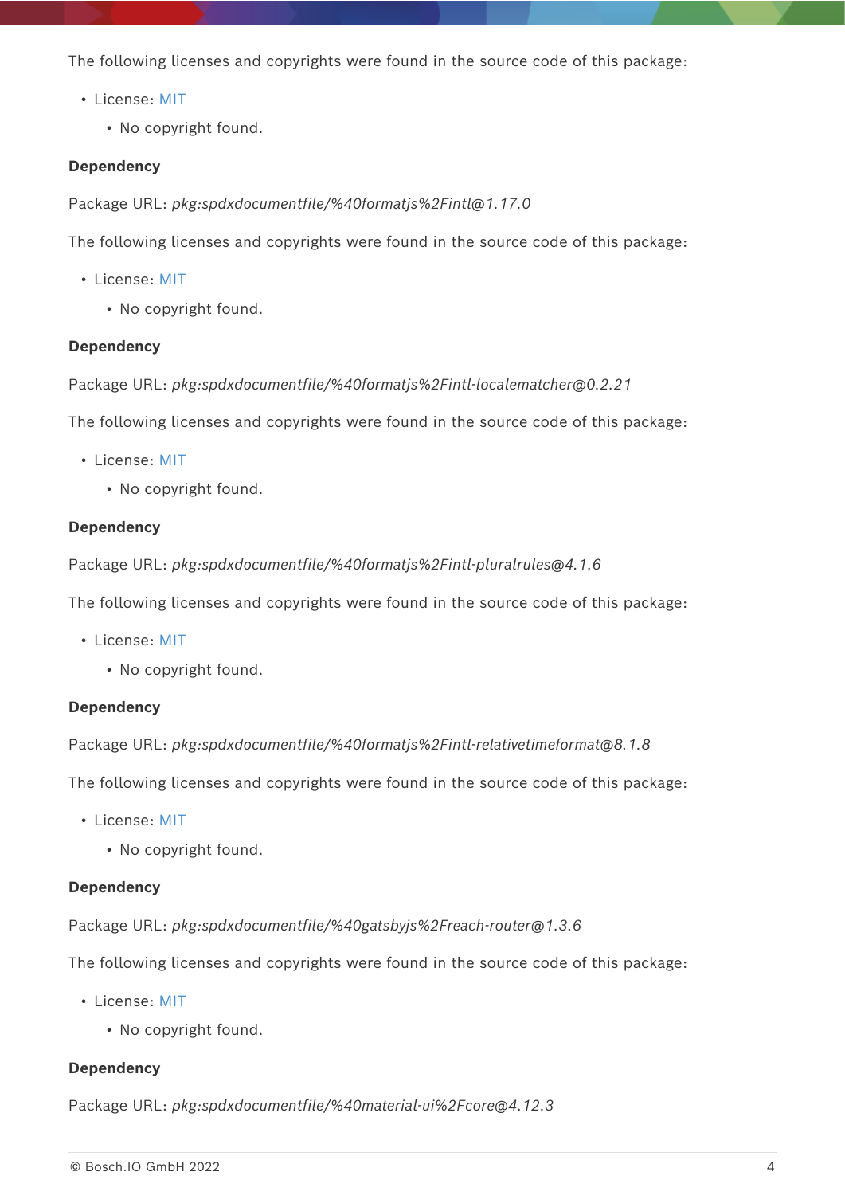The following licenses and copyrights were found in the source code of this package:

- License: MIT
    - No copyright found.

**Dependency**

Package URL: *pkg:spdxdocumentfile/%40formatjs%2Fintl@1.17.0*

The following licenses and copyrights were found in the source code of this package:

- License: MIT
    - No copyright found.

**Dependency**

Package URL: *pkg:spdxdocumentfile/%40formatjs%2Fintl-localematcher@0.2.21*

The following licenses and copyrights were found in the source code of this package:

- License: MIT
    - No copyright found.

**Dependency**

Package URL: *pkg:spdxdocumentfile/%40formatjs%2Fintl-pluralrules@4.1.6*

The following licenses and copyrights were found in the source code of this package:

- License: MIT
    - No copyright found.

**Dependency**

Package URL: *pkg:spdxdocumentfile/%40formatjs%2Fintl-relativetimeformat@8.1.8*

The following licenses and copyrights were found in the source code of this package:

- License: MIT
    - No copyright found.

**Dependency**

Package URL: *pkg:spdxdocumentfile/%40gatsbyjs%2Freach-router@1.3.6*

The following licenses and copyrights were found in the source code of this package:

- License: MIT
    - No copyright found.

**Dependency**

Package URL: *pkg:spdxdocumentfile/%40material-ui%2Fcore@4.12.3*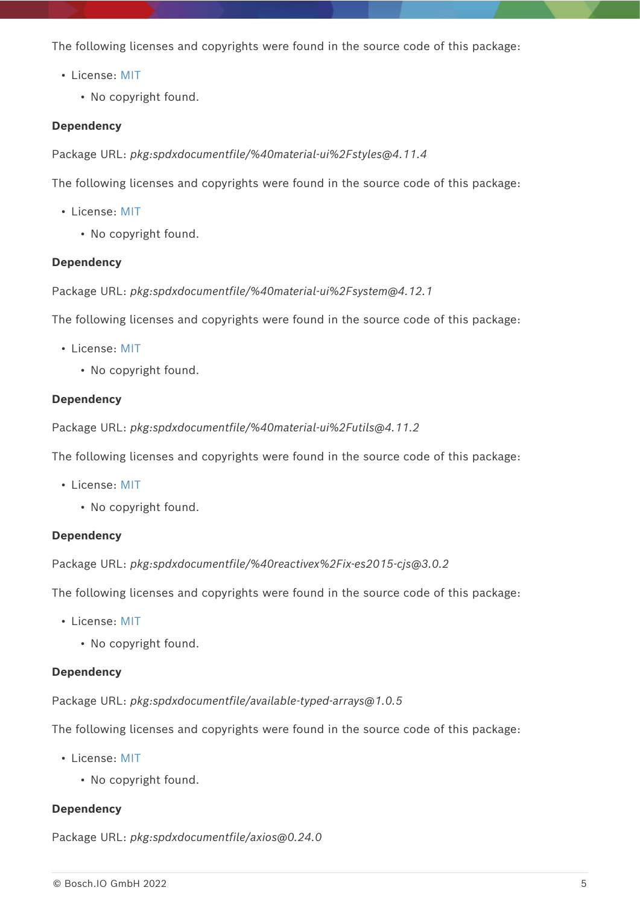The following licenses and copyrights were found in the source code of this package:

- License: MIT
  - No copyright found.

**Dependency**

Package URL: *pkg:spdxdocumentfile/%40material-ui%2Fstyles@4.11.4*

The following licenses and copyrights were found in the source code of this package:

- License: MIT
  - No copyright found.

**Dependency**

Package URL: *pkg:spdxdocumentfile/%40material-ui%2Fsystem@4.12.1*

The following licenses and copyrights were found in the source code of this package:

- License: MIT
  - No copyright found.

**Dependency**

Package URL: *pkg:spdxdocumentfile/%40material-ui%2Futils@4.11.2*

The following licenses and copyrights were found in the source code of this package:

- License: MIT
  - No copyright found.

**Dependency**

Package URL: *pkg:spdxdocumentfile/%40reactivex%2Fix-es2015-cjs@3.0.2*

The following licenses and copyrights were found in the source code of this package:

- License: MIT
  - No copyright found.

**Dependency**

Package URL: *pkg:spdxdocumentfile/available-typed-arrays@1.0.5*

The following licenses and copyrights were found in the source code of this package:

- License: MIT
  - No copyright found.

**Dependency**

Package URL: *pkg:spdxdocumentfile/axios@0.24.0*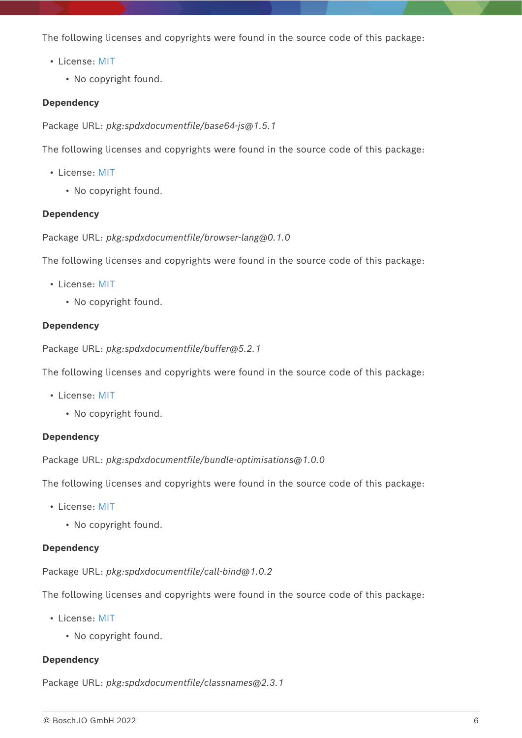The following licenses and copyrights were found in the source code of this package:

- License: MIT
    - No copyright found.

**Dependency**

Package URL: *pkg:spdxdocumentfile/base64-js@1.5.1*

The following licenses and copyrights were found in the source code of this package:

- License: MIT
    - No copyright found.

**Dependency**

Package URL: *pkg:spdxdocumentfile/browser-lang@0.1.0*

The following licenses and copyrights were found in the source code of this package:

- License: MIT
    - No copyright found.

**Dependency**

Package URL: *pkg:spdxdocumentfile/buffer@5.2.1*

The following licenses and copyrights were found in the source code of this package:

- License: MIT
    - No copyright found.

**Dependency**

Package URL: *pkg:spdxdocumentfile/bundle-optimisations@1.0.0*

The following licenses and copyrights were found in the source code of this package:

- License: MIT
    - No copyright found.

**Dependency**

Package URL: *pkg:spdxdocumentfile/call-bind@1.0.2*

The following licenses and copyrights were found in the source code of this package:

- License: MIT
    - No copyright found.

**Dependency**

Package URL: *pkg:spdxdocumentfile/classnames@2.3.1*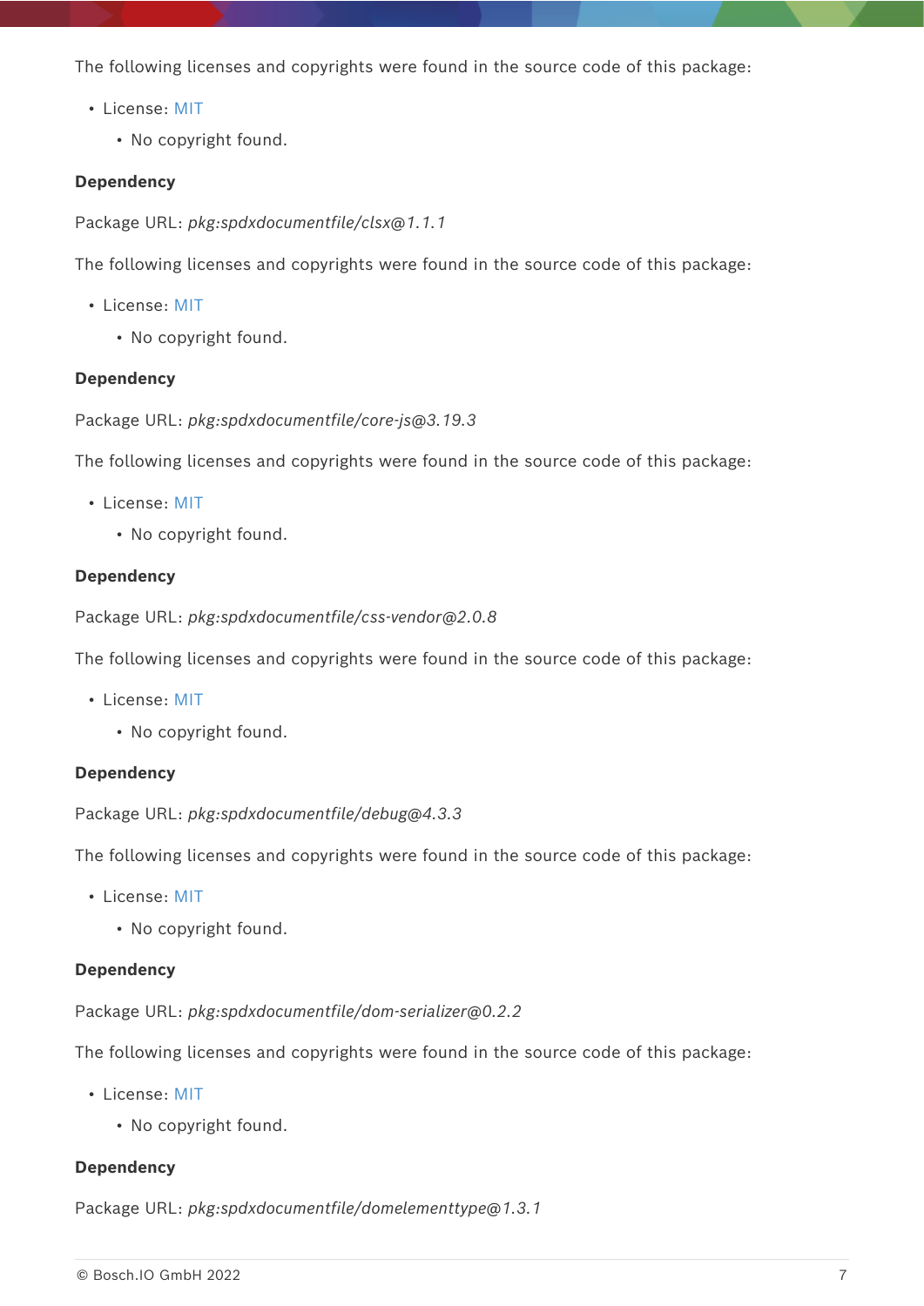The following licenses and copyrights were found in the source code of this package:

- License: MIT
  - No copyright found.

**Dependency**

Package URL: *pkg:spdxdocumentfile/clsx@1.1.1*

The following licenses and copyrights were found in the source code of this package:

- License: MIT
  - No copyright found.

**Dependency**

Package URL: *pkg:spdxdocumentfile/core-js@3.19.3*

The following licenses and copyrights were found in the source code of this package:

- License: MIT
  - No copyright found.

**Dependency**

Package URL: *pkg:spdxdocumentfile/css-vendor@2.0.8*

The following licenses and copyrights were found in the source code of this package:

- License: MIT
  - No copyright found.

**Dependency**

Package URL: *pkg:spdxdocumentfile/debug@4.3.3*

The following licenses and copyrights were found in the source code of this package:

- License: MIT
  - No copyright found.

**Dependency**

Package URL: *pkg:spdxdocumentfile/dom-serializer@0.2.2*

The following licenses and copyrights were found in the source code of this package:

- License: MIT
  - No copyright found.

**Dependency**

Package URL: *pkg:spdxdocumentfile/domelementtype@1.3.1*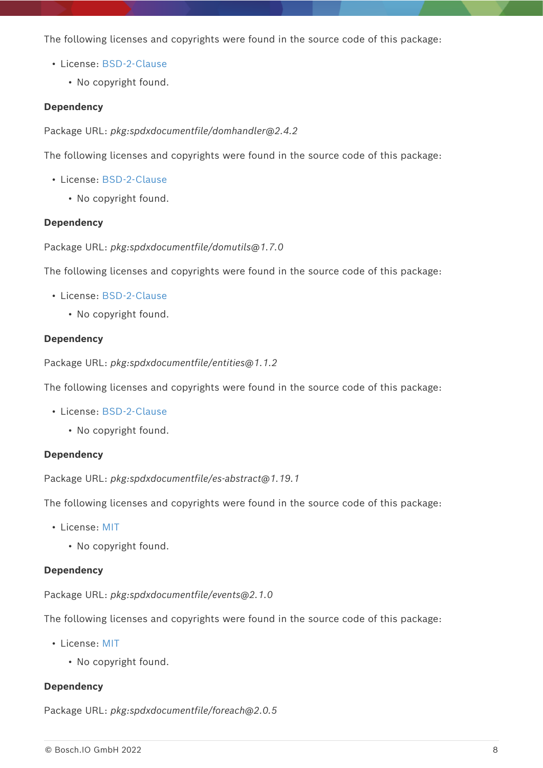The following licenses and copyrights were found in the source code of this package:

- License: BSD-2-Clause
  - No copyright found.

**Dependency**

Package URL: *pkg:spdxdocumentfile/domhandler@2.4.2*

The following licenses and copyrights were found in the source code of this package:

- License: BSD-2-Clause
  - No copyright found.

**Dependency**

Package URL: *pkg:spdxdocumentfile/domutils@1.7.0*

The following licenses and copyrights were found in the source code of this package:

- License: BSD-2-Clause
  - No copyright found.

**Dependency**

Package URL: *pkg:spdxdocumentfile/entities@1.1.2*

The following licenses and copyrights were found in the source code of this package:

- License: BSD-2-Clause
  - No copyright found.

**Dependency**

Package URL: *pkg:spdxdocumentfile/es-abstract@1.19.1*

The following licenses and copyrights were found in the source code of this package:

- License: MIT
  - No copyright found.

**Dependency**

Package URL: *pkg:spdxdocumentfile/events@2.1.0*

The following licenses and copyrights were found in the source code of this package:

- License: MIT
  - No copyright found.

**Dependency**

Package URL: *pkg:spdxdocumentfile/foreach@2.0.5*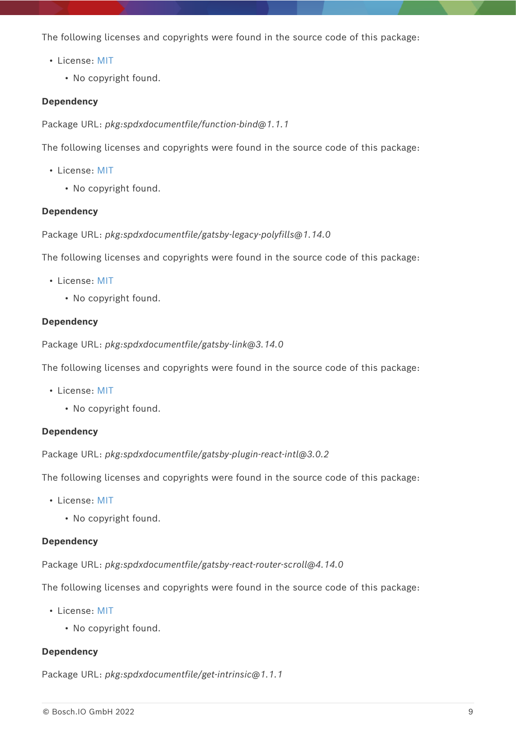The following licenses and copyrights were found in the source code of this package:

- License: MIT
    - No copyright found.

**Dependency**

Package URL: *pkg:spdxdocumentfile/function-bind@1.1.1*

The following licenses and copyrights were found in the source code of this package:

- License: MIT
    - No copyright found.

**Dependency**

Package URL: *pkg:spdxdocumentfile/gatsby-legacy-polyfills@1.14.0*

The following licenses and copyrights were found in the source code of this package:

- License: MIT
    - No copyright found.

**Dependency**

Package URL: *pkg:spdxdocumentfile/gatsby-link@3.14.0*

The following licenses and copyrights were found in the source code of this package:

- License: MIT
    - No copyright found.

**Dependency**

Package URL: *pkg:spdxdocumentfile/gatsby-plugin-react-intl@3.0.2*

The following licenses and copyrights were found in the source code of this package:

- License: MIT
    - No copyright found.

**Dependency**

Package URL: *pkg:spdxdocumentfile/gatsby-react-router-scroll@4.14.0*

The following licenses and copyrights were found in the source code of this package:

- License: MIT
    - No copyright found.

**Dependency**

Package URL: *pkg:spdxdocumentfile/get-intrinsic@1.1.1*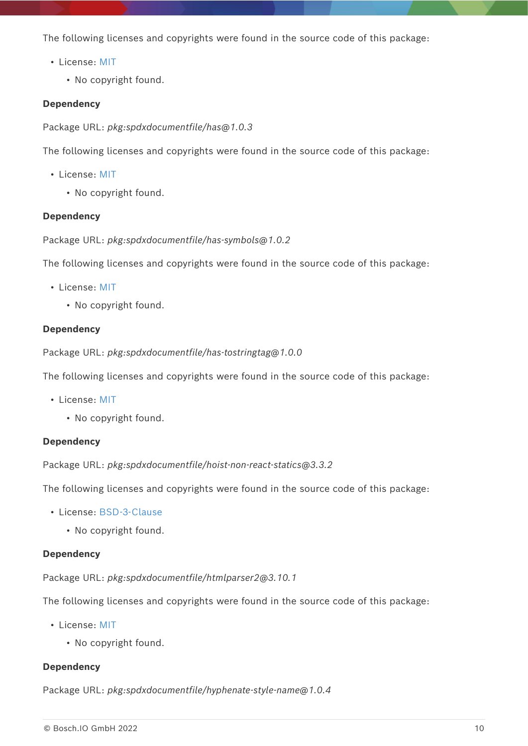The following licenses and copyrights were found in the source code of this package:

- License: MIT
  - No copyright found.

**Dependency**

Package URL: *pkg:spdxdocumentfile/has@1.0.3*

The following licenses and copyrights were found in the source code of this package:

- License: MIT
  - No copyright found.

**Dependency**

Package URL: *pkg:spdxdocumentfile/has-symbols@1.0.2*

The following licenses and copyrights were found in the source code of this package:

- License: MIT
  - No copyright found.

**Dependency**

Package URL: *pkg:spdxdocumentfile/has-tostringtag@1.0.0*

The following licenses and copyrights were found in the source code of this package:

- License: MIT
  - No copyright found.

**Dependency**

Package URL: *pkg:spdxdocumentfile/hoist-non-react-statics@3.3.2*

The following licenses and copyrights were found in the source code of this package:

- License: BSD-3-Clause
  - No copyright found.

**Dependency**

Package URL: *pkg:spdxdocumentfile/htmlparser2@3.10.1*

The following licenses and copyrights were found in the source code of this package:

- License: MIT
  - No copyright found.

**Dependency**

Package URL: *pkg:spdxdocumentfile/hyphenate-style-name@1.0.4*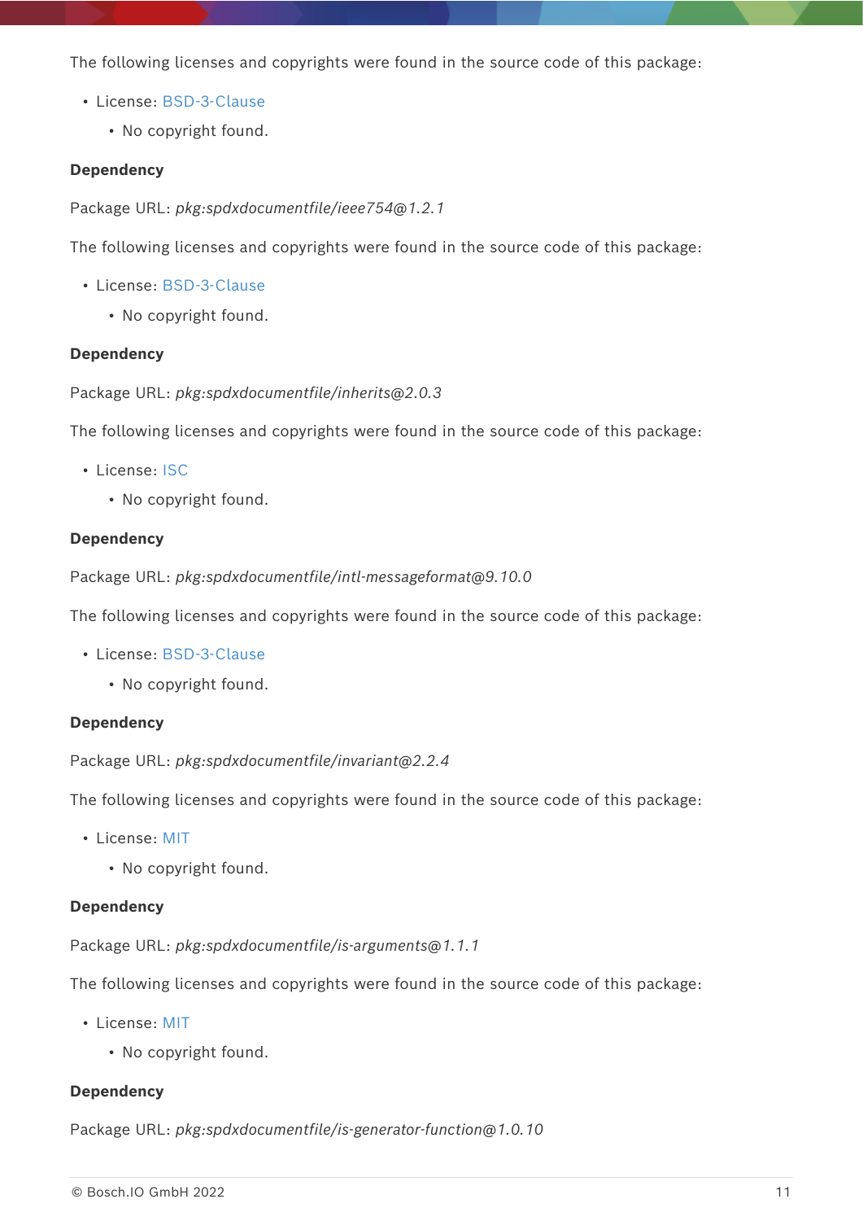The following licenses and copyrights were found in the source code of this package:

- License: BSD-3-Clause
    - No copyright found.

**Dependency**

Package URL: *pkg:spdxdocumentfile/ieee754@1.2.1*

The following licenses and copyrights were found in the source code of this package:

- License: BSD-3-Clause
    - No copyright found.

**Dependency**

Package URL: *pkg:spdxdocumentfile/inherits@2.0.3*

The following licenses and copyrights were found in the source code of this package:

- License: ISC
    - No copyright found.

**Dependency**

Package URL: *pkg:spdxdocumentfile/intl-messageformat@9.10.0*

The following licenses and copyrights were found in the source code of this package:

- License: BSD-3-Clause
    - No copyright found.

**Dependency**

Package URL: *pkg:spdxdocumentfile/invariant@2.2.4*

The following licenses and copyrights were found in the source code of this package:

- License: MIT
    - No copyright found.

**Dependency**

Package URL: *pkg:spdxdocumentfile/is-arguments@1.1.1*

The following licenses and copyrights were found in the source code of this package:

- License: MIT
    - No copyright found.

**Dependency**

Package URL: *pkg:spdxdocumentfile/is-generator-function@1.0.10*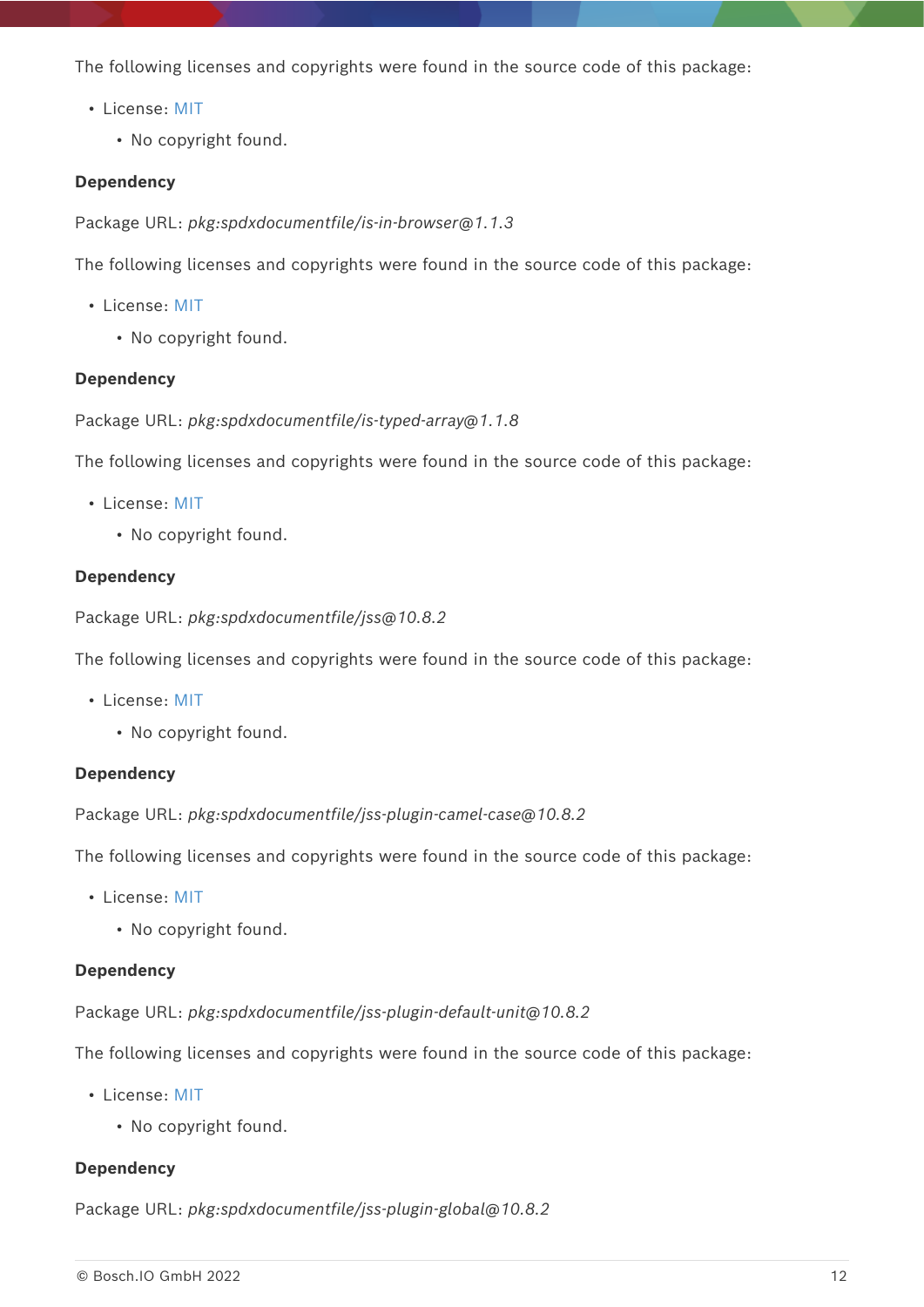The following licenses and copyrights were found in the source code of this package:

- License: MIT
  - No copyright found.

**Dependency**

Package URL: *pkg:spdxdocumentfile/is-in-browser@1.1.3*

The following licenses and copyrights were found in the source code of this package:

- License: MIT
  - No copyright found.

**Dependency**

Package URL: *pkg:spdxdocumentfile/is-typed-array@1.1.8*

The following licenses and copyrights were found in the source code of this package:

- License: MIT
  - No copyright found.

**Dependency**

Package URL: *pkg:spdxdocumentfile/jss@10.8.2*

The following licenses and copyrights were found in the source code of this package:

- License: MIT
  - No copyright found.

**Dependency**

Package URL: *pkg:spdxdocumentfile/jss-plugin-camel-case@10.8.2*

The following licenses and copyrights were found in the source code of this package:

- License: MIT
  - No copyright found.

**Dependency**

Package URL: *pkg:spdxdocumentfile/jss-plugin-default-unit@10.8.2*

The following licenses and copyrights were found in the source code of this package:

- License: MIT
  - No copyright found.

**Dependency**

Package URL: *pkg:spdxdocumentfile/jss-plugin-global@10.8.2*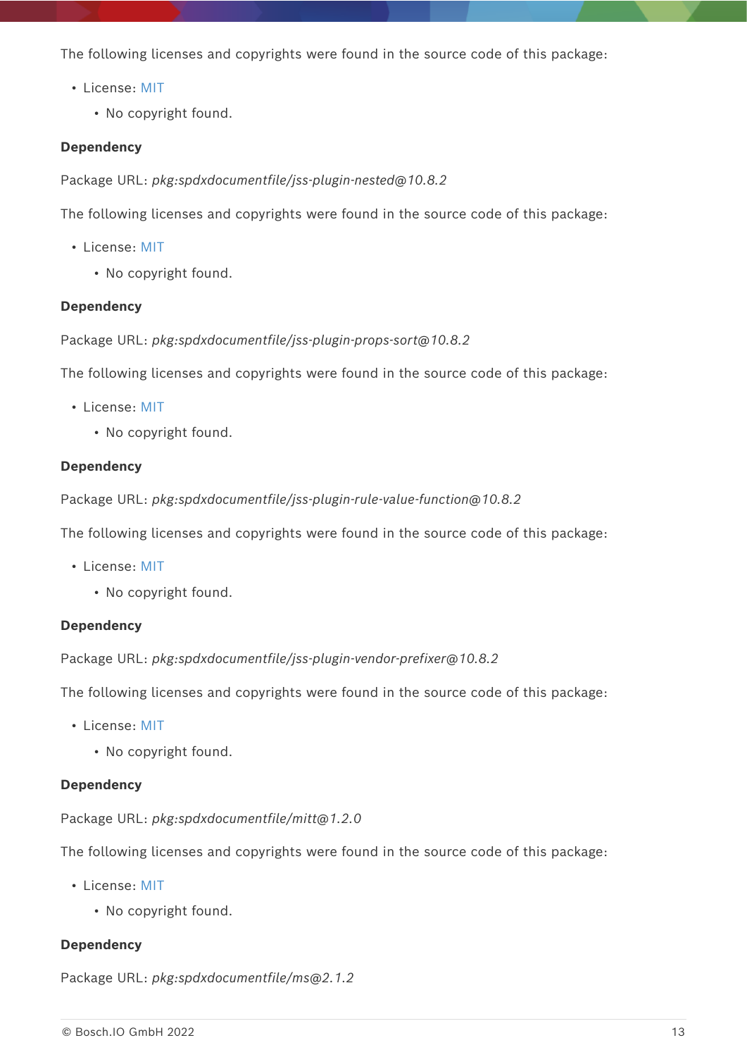The following licenses and copyrights were found in the source code of this package:

- License: MIT
  - No copyright found.

**Dependency**

Package URL: *pkg:spdxdocumentfile/jss-plugin-nested@10.8.2*

The following licenses and copyrights were found in the source code of this package:

- License: MIT
  - No copyright found.

**Dependency**

Package URL: *pkg:spdxdocumentfile/jss-plugin-props-sort@10.8.2*

The following licenses and copyrights were found in the source code of this package:

- License: MIT
  - No copyright found.

**Dependency**

Package URL: *pkg:spdxdocumentfile/jss-plugin-rule-value-function@10.8.2*

The following licenses and copyrights were found in the source code of this package:

- License: MIT
  - No copyright found.

**Dependency**

Package URL: *pkg:spdxdocumentfile/jss-plugin-vendor-prefixer@10.8.2*

The following licenses and copyrights were found in the source code of this package:

- License: MIT
  - No copyright found.

**Dependency**

Package URL: *pkg:spdxdocumentfile/mitt@1.2.0*

The following licenses and copyrights were found in the source code of this package:

- License: MIT
  - No copyright found.

**Dependency**

Package URL: *pkg:spdxdocumentfile/ms@2.1.2*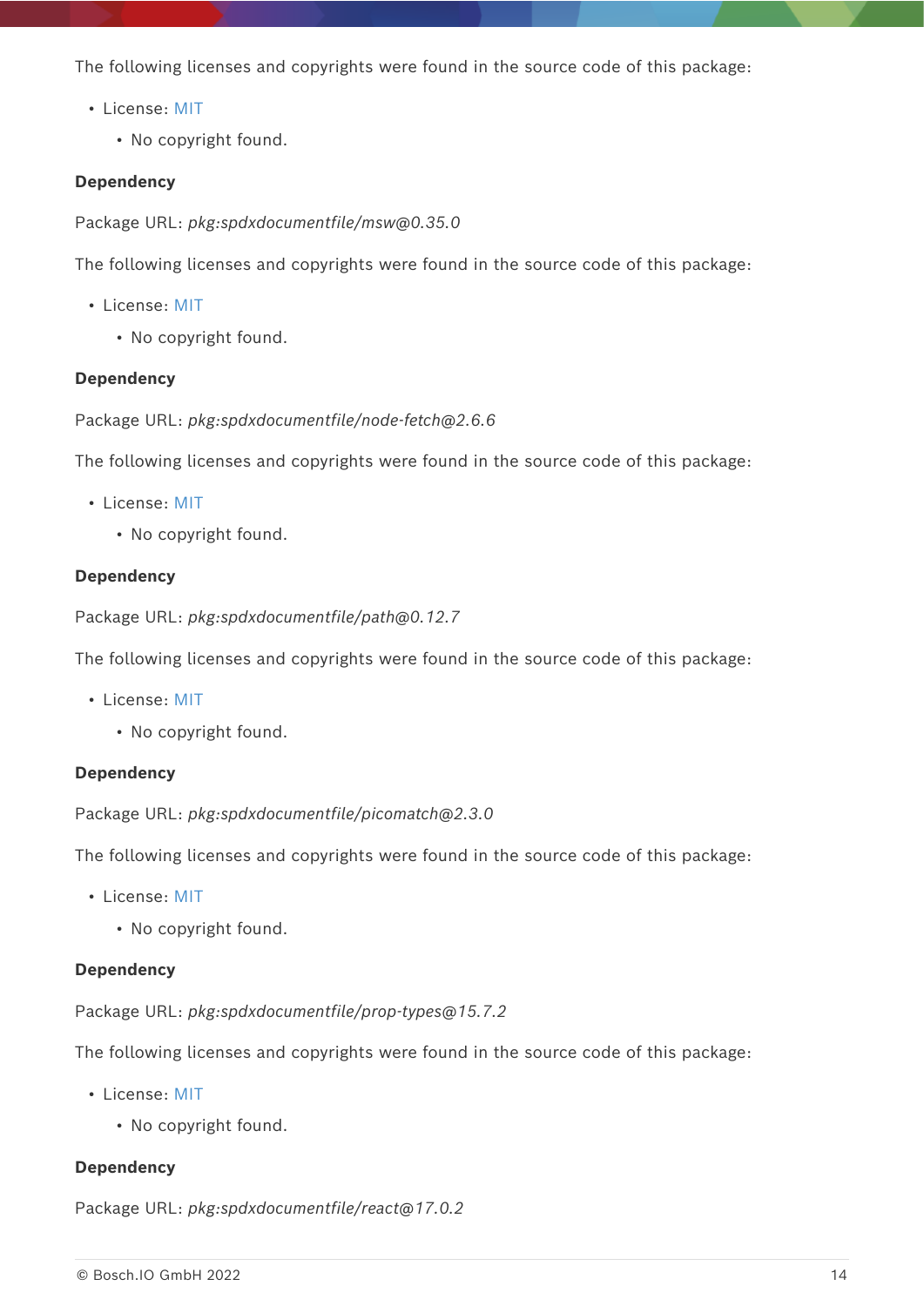The following licenses and copyrights were found in the source code of this package:

- License: MIT
    - No copyright found.

**Dependency**

Package URL: *pkg:spdxdocumentfile/msw@0.35.0*

The following licenses and copyrights were found in the source code of this package:

- License: MIT
    - No copyright found.

**Dependency**

Package URL: *pkg:spdxdocumentfile/node-fetch@2.6.6*

The following licenses and copyrights were found in the source code of this package:

- License: MIT
    - No copyright found.

**Dependency**

Package URL: *pkg:spdxdocumentfile/path@0.12.7*

The following licenses and copyrights were found in the source code of this package:

- License: MIT
    - No copyright found.

**Dependency**

Package URL: *pkg:spdxdocumentfile/picomatch@2.3.0*

The following licenses and copyrights were found in the source code of this package:

- License: MIT
    - No copyright found.

**Dependency**

Package URL: *pkg:spdxdocumentfile/prop-types@15.7.2*

The following licenses and copyrights were found in the source code of this package:

- License: MIT
    - No copyright found.

**Dependency**

Package URL: *pkg:spdxdocumentfile/react@17.0.2*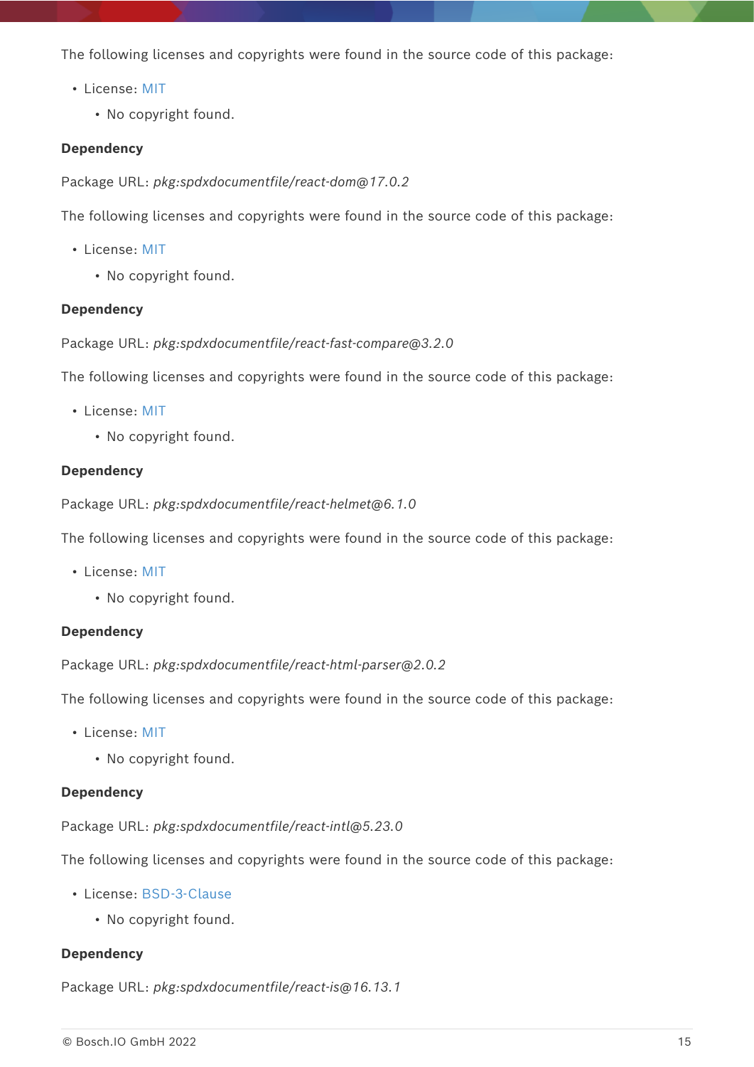The following licenses and copyrights were found in the source code of this package:

- License: MIT
  - No copyright found.

**Dependency**

Package URL: *pkg:spdxdocumentfile/react-dom@17.0.2*

The following licenses and copyrights were found in the source code of this package:

- License: MIT
  - No copyright found.

**Dependency**

Package URL: *pkg:spdxdocumentfile/react-fast-compare@3.2.0*

The following licenses and copyrights were found in the source code of this package:

- License: MIT
  - No copyright found.

**Dependency**

Package URL: *pkg:spdxdocumentfile/react-helmet@6.1.0*

The following licenses and copyrights were found in the source code of this package:

- License: MIT
  - No copyright found.

**Dependency**

Package URL: *pkg:spdxdocumentfile/react-html-parser@2.0.2*

The following licenses and copyrights were found in the source code of this package:

- License: MIT
  - No copyright found.

**Dependency**

Package URL: *pkg:spdxdocumentfile/react-intl@5.23.0*

The following licenses and copyrights were found in the source code of this package:

- License: BSD-3-Clause
  - No copyright found.

**Dependency**

Package URL: *pkg:spdxdocumentfile/react-is@16.13.1*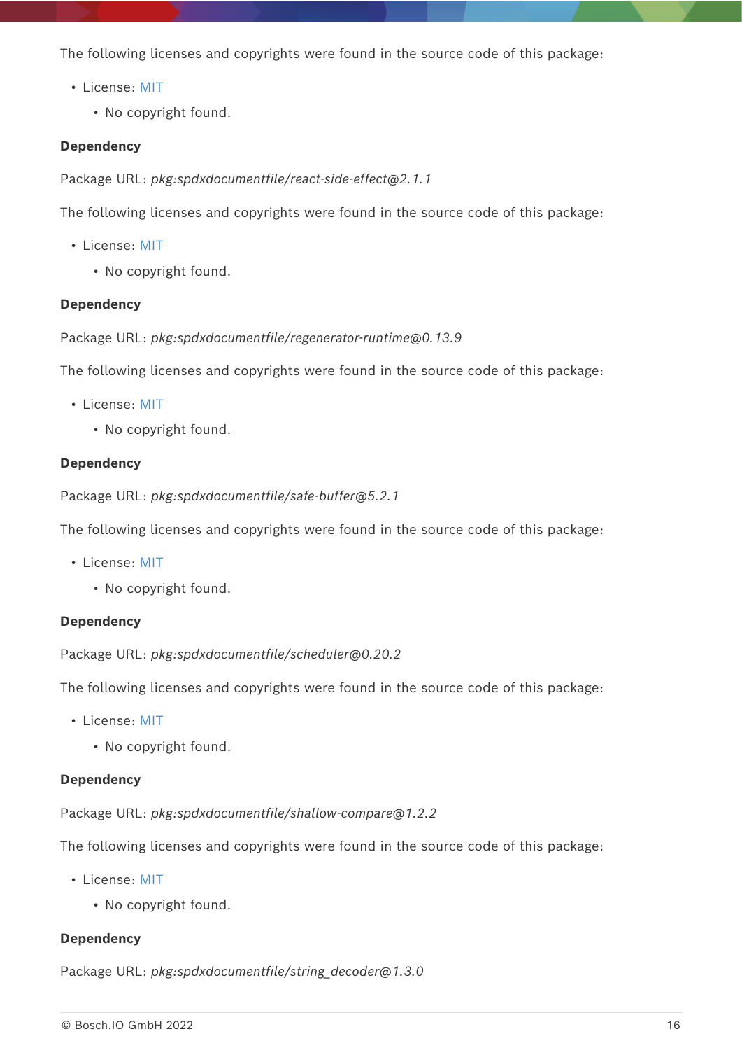The following licenses and copyrights were found in the source code of this package:

- License: MIT
  - No copyright found.

**Dependency**

Package URL: *pkg:spdxdocumentfile/react-side-effect@2.1.1*

The following licenses and copyrights were found in the source code of this package:

- License: MIT
  - No copyright found.

**Dependency**

Package URL: *pkg:spdxdocumentfile/regenerator-runtime@0.13.9*

The following licenses and copyrights were found in the source code of this package:

- License: MIT
  - No copyright found.

**Dependency**

Package URL: *pkg:spdxdocumentfile/safe-buffer@5.2.1*

The following licenses and copyrights were found in the source code of this package:

- License: MIT
  - No copyright found.

**Dependency**

Package URL: *pkg:spdxdocumentfile/scheduler@0.20.2*

The following licenses and copyrights were found in the source code of this package:

- License: MIT
  - No copyright found.

**Dependency**

Package URL: *pkg:spdxdocumentfile/shallow-compare@1.2.2*

The following licenses and copyrights were found in the source code of this package:

- License: MIT
  - No copyright found.

**Dependency**

Package URL: *pkg:spdxdocumentfile/string_decoder@1.3.0*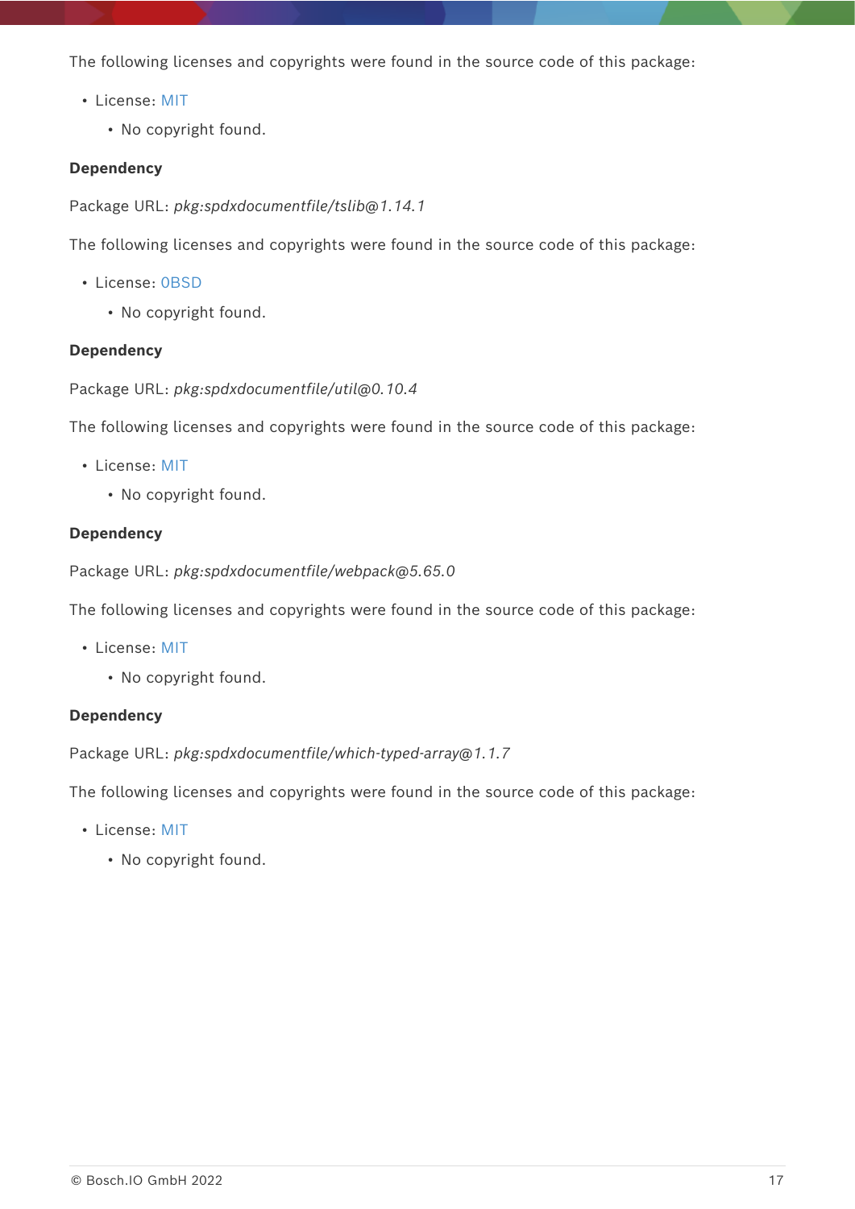The following licenses and copyrights were found in the source code of this package:

- License: MIT
  - No copyright found.

**Dependency**

Package URL: *pkg:spdxdocumentfile/tslib@1.14.1*

The following licenses and copyrights were found in the source code of this package:

- License: 0BSD
  - No copyright found.

**Dependency**

Package URL: *pkg:spdxdocumentfile/util@0.10.4*

The following licenses and copyrights were found in the source code of this package:

- License: MIT
  - No copyright found.

**Dependency**

Package URL: *pkg:spdxdocumentfile/webpack@5.65.0*

The following licenses and copyrights were found in the source code of this package:

- License: MIT
  - No copyright found.

**Dependency**

Package URL: *pkg:spdxdocumentfile/which-typed-array@1.1.7*

The following licenses and copyrights were found in the source code of this package:

- License: MIT
  - No copyright found.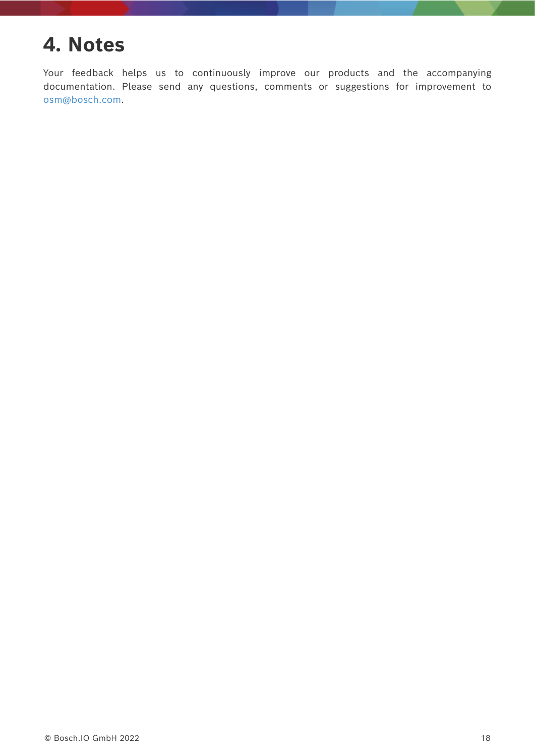# 4. Notes

Your feedback helps us to continuously improve our products and the accompanying documentation. Please send any questions, comments or suggestions for improvement to osm@bosch.com.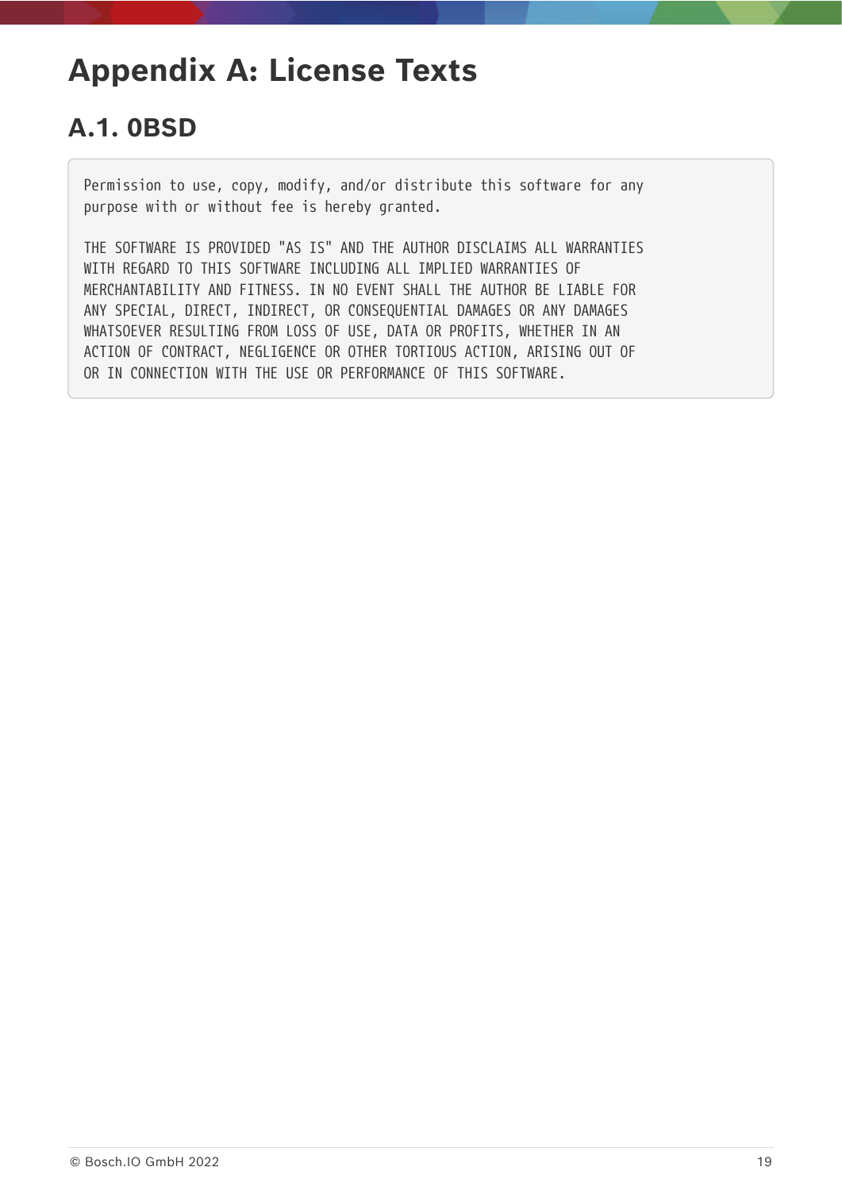# Appendix A: License Texts

## A.1. 0BSD

```
Permission to use, copy, modify, and/or distribute this software for any
purpose with or without fee is hereby granted.

THE SOFTWARE IS PROVIDED "AS IS" AND THE AUTHOR DISCLAIMS ALL WARRANTIES
WITH REGARD TO THIS SOFTWARE INCLUDING ALL IMPLIED WARRANTIES OF
MERCHANTABILITY AND FITNESS. IN NO EVENT SHALL THE AUTHOR BE LIABLE FOR
ANY SPECIAL, DIRECT, INDIRECT, OR CONSEQUENTIAL DAMAGES OR ANY DAMAGES
WHATSOEVER RESULTING FROM LOSS OF USE, DATA OR PROFITS, WHETHER IN AN
ACTION OF CONTRACT, NEGLIGENCE OR OTHER TORTIOUS ACTION, ARISING OUT OF
OR IN CONNECTION WITH THE USE OR PERFORMANCE OF THIS SOFTWARE.
```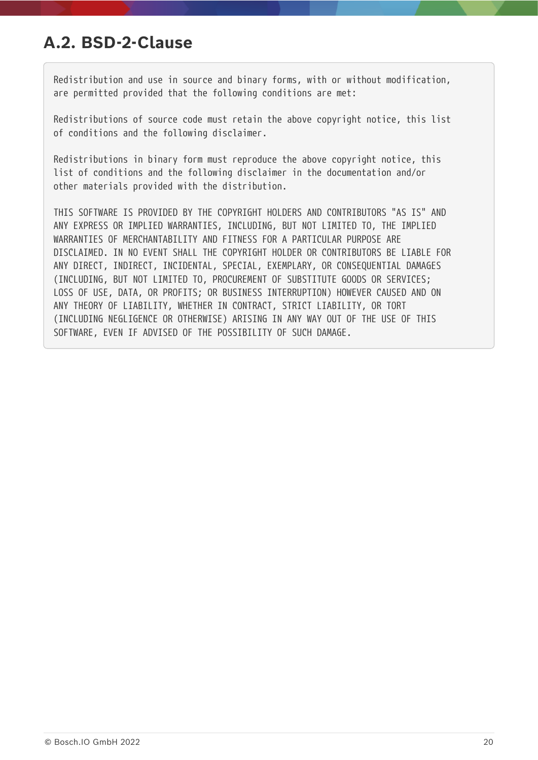## A.2. BSD-2-Clause

```
Redistribution and use in source and binary forms, with or without modification,
are permitted provided that the following conditions are met:

Redistributions of source code must retain the above copyright notice, this list
of conditions and the following disclaimer.

Redistributions in binary form must reproduce the above copyright notice, this
list of conditions and the following disclaimer in the documentation and/or
other materials provided with the distribution.

THIS SOFTWARE IS PROVIDED BY THE COPYRIGHT HOLDERS AND CONTRIBUTORS "AS IS" AND
ANY EXPRESS OR IMPLIED WARRANTIES, INCLUDING, BUT NOT LIMITED TO, THE IMPLIED
WARRANTIES OF MERCHANTABILITY AND FITNESS FOR A PARTICULAR PURPOSE ARE
DISCLAIMED. IN NO EVENT SHALL THE COPYRIGHT HOLDER OR CONTRIBUTORS BE LIABLE FOR
ANY DIRECT, INDIRECT, INCIDENTAL, SPECIAL, EXEMPLARY, OR CONSEQUENTIAL DAMAGES
(INCLUDING, BUT NOT LIMITED TO, PROCUREMENT OF SUBSTITUTE GOODS OR SERVICES;
LOSS OF USE, DATA, OR PROFITS; OR BUSINESS INTERRUPTION) HOWEVER CAUSED AND ON
ANY THEORY OF LIABILITY, WHETHER IN CONTRACT, STRICT LIABILITY, OR TORT
(INCLUDING NEGLIGENCE OR OTHERWISE) ARISING IN ANY WAY OUT OF THE USE OF THIS
SOFTWARE, EVEN IF ADVISED OF THE POSSIBILITY OF SUCH DAMAGE.
```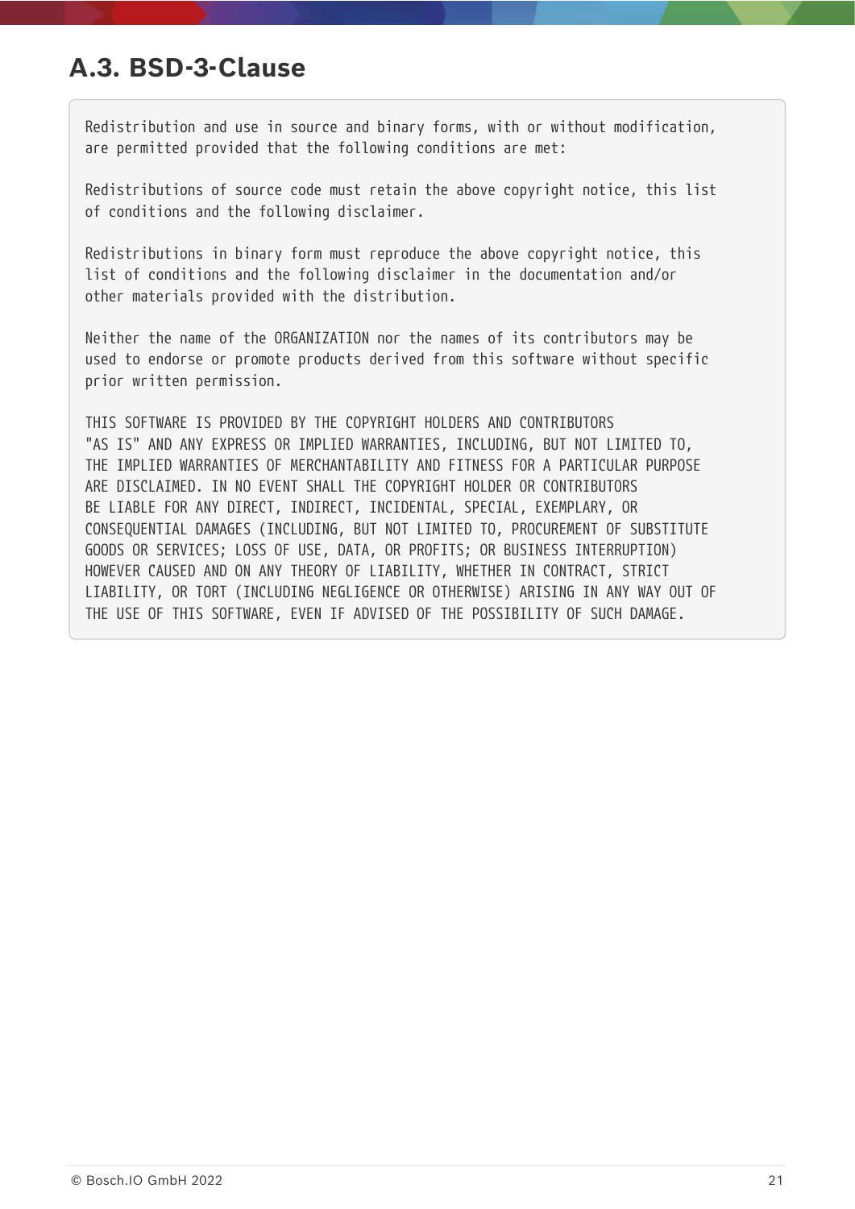## A.3. BSD-3-Clause

```
Redistribution and use in source and binary forms, with or without modification,
are permitted provided that the following conditions are met:

Redistributions of source code must retain the above copyright notice, this list
of conditions and the following disclaimer.

Redistributions in binary form must reproduce the above copyright notice, this
list of conditions and the following disclaimer in the documentation and/or
other materials provided with the distribution.

Neither the name of the ORGANIZATION nor the names of its contributors may be
used to endorse or promote products derived from this software without specific
prior written permission.

THIS SOFTWARE IS PROVIDED BY THE COPYRIGHT HOLDERS AND CONTRIBUTORS
"AS IS" AND ANY EXPRESS OR IMPLIED WARRANTIES, INCLUDING, BUT NOT LIMITED TO,
THE IMPLIED WARRANTIES OF MERCHANTABILITY AND FITNESS FOR A PARTICULAR PURPOSE
ARE DISCLAIMED. IN NO EVENT SHALL THE COPYRIGHT HOLDER OR CONTRIBUTORS
BE LIABLE FOR ANY DIRECT, INDIRECT, INCIDENTAL, SPECIAL, EXEMPLARY, OR
CONSEQUENTIAL DAMAGES (INCLUDING, BUT NOT LIMITED TO, PROCUREMENT OF SUBSTITUTE
GOODS OR SERVICES; LOSS OF USE, DATA, OR PROFITS; OR BUSINESS INTERRUPTION)
HOWEVER CAUSED AND ON ANY THEORY OF LIABILITY, WHETHER IN CONTRACT, STRICT
LIABILITY, OR TORT (INCLUDING NEGLIGENCE OR OTHERWISE) ARISING IN ANY WAY OUT OF
THE USE OF THIS SOFTWARE, EVEN IF ADVISED OF THE POSSIBILITY OF SUCH DAMAGE.
```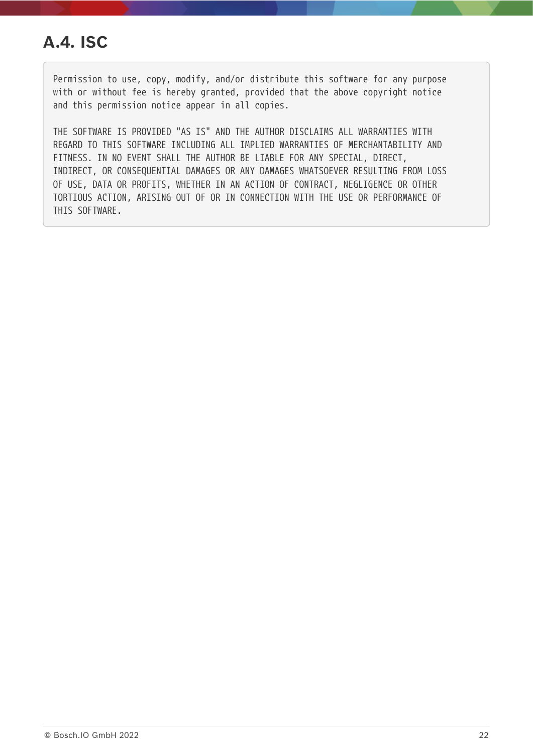## A.4. ISC

```
Permission to use, copy, modify, and/or distribute this software for any purpose
with or without fee is hereby granted, provided that the above copyright notice
and this permission notice appear in all copies.

THE SOFTWARE IS PROVIDED "AS IS" AND THE AUTHOR DISCLAIMS ALL WARRANTIES WITH
REGARD TO THIS SOFTWARE INCLUDING ALL IMPLIED WARRANTIES OF MERCHANTABILITY AND
FITNESS. IN NO EVENT SHALL THE AUTHOR BE LIABLE FOR ANY SPECIAL, DIRECT,
INDIRECT, OR CONSEQUENTIAL DAMAGES OR ANY DAMAGES WHATSOEVER RESULTING FROM LOSS
OF USE, DATA OR PROFITS, WHETHER IN AN ACTION OF CONTRACT, NEGLIGENCE OR OTHER
TORTIOUS ACTION, ARISING OUT OF OR IN CONNECTION WITH THE USE OR PERFORMANCE OF
THIS SOFTWARE.
```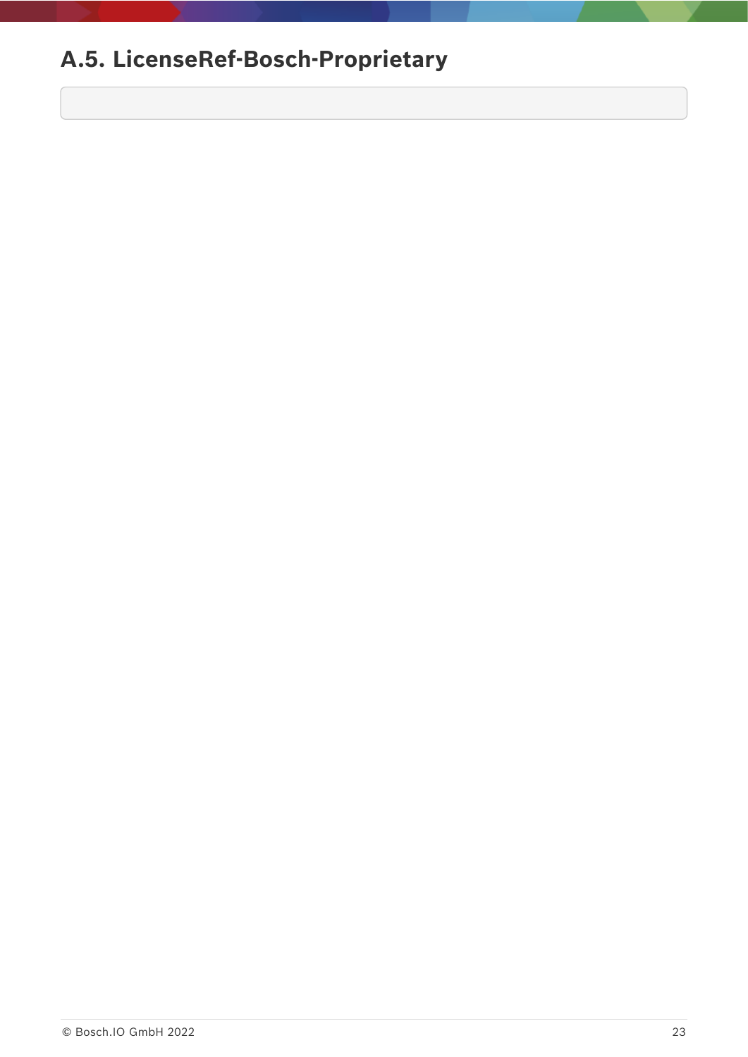## A.5. LicenseRef-Bosch-Proprietary

```

```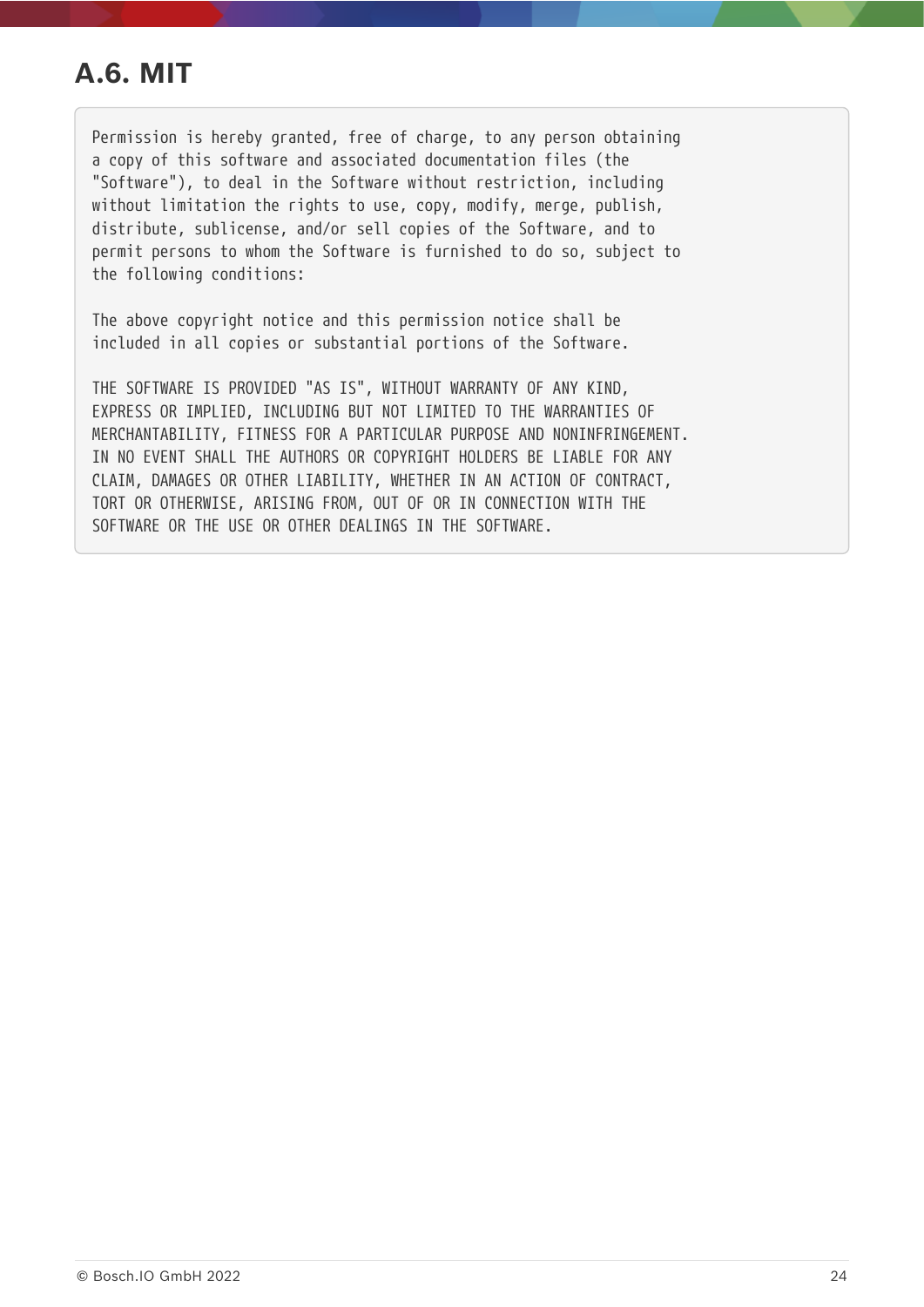## A.6. MIT

```
Permission is hereby granted, free of charge, to any person obtaining
a copy of this software and associated documentation files (the
"Software"), to deal in the Software without restriction, including
without limitation the rights to use, copy, modify, merge, publish,
distribute, sublicense, and/or sell copies of the Software, and to
permit persons to whom the Software is furnished to do so, subject to
the following conditions:

The above copyright notice and this permission notice shall be
included in all copies or substantial portions of the Software.

THE SOFTWARE IS PROVIDED "AS IS", WITHOUT WARRANTY OF ANY KIND,
EXPRESS OR IMPLIED, INCLUDING BUT NOT LIMITED TO THE WARRANTIES OF
MERCHANTABILITY, FITNESS FOR A PARTICULAR PURPOSE AND NONINFRINGEMENT.
IN NO EVENT SHALL THE AUTHORS OR COPYRIGHT HOLDERS BE LIABLE FOR ANY
CLAIM, DAMAGES OR OTHER LIABILITY, WHETHER IN AN ACTION OF CONTRACT,
TORT OR OTHERWISE, ARISING FROM, OUT OF OR IN CONNECTION WITH THE
SOFTWARE OR THE USE OR OTHER DEALINGS IN THE SOFTWARE.
```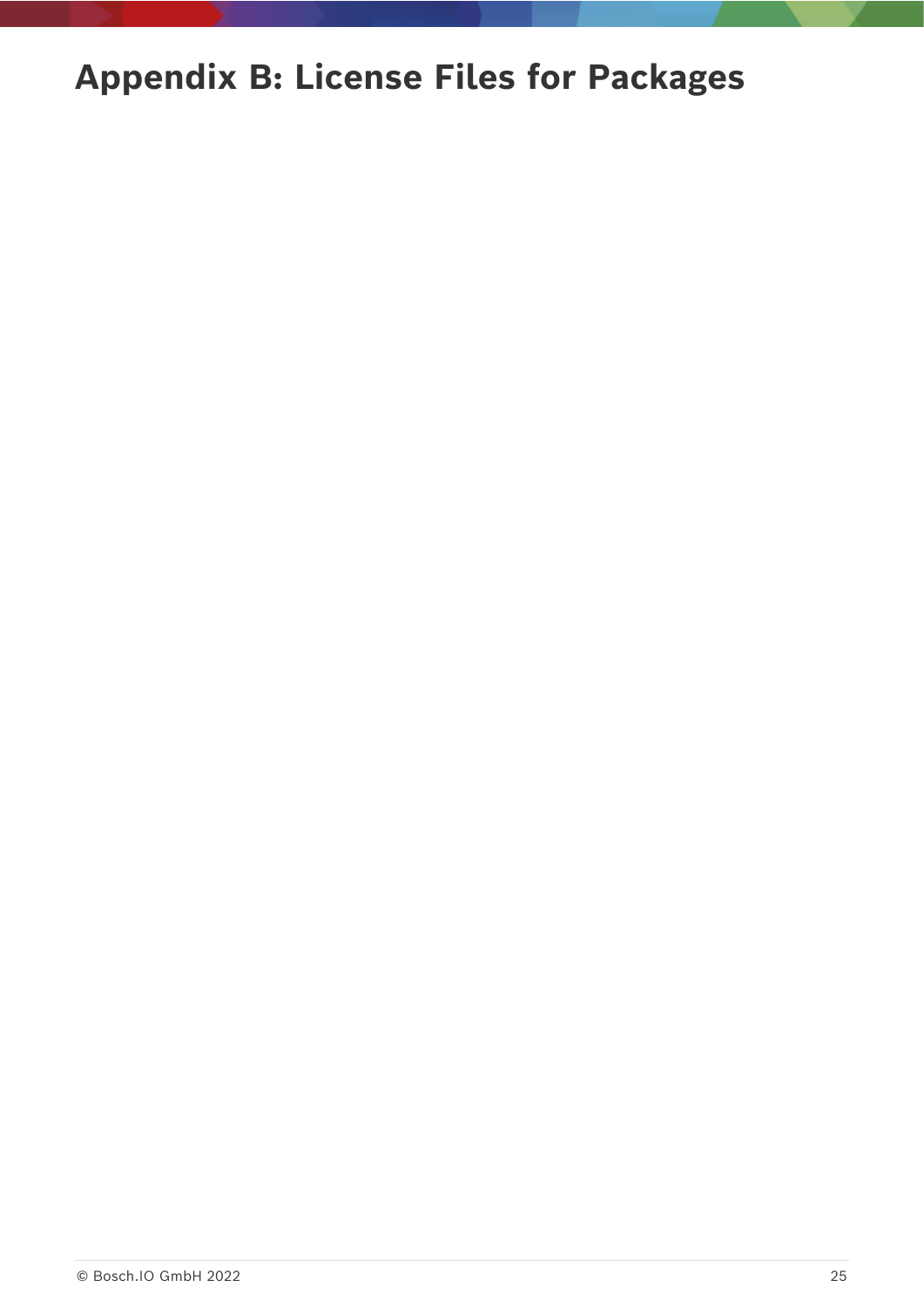# Appendix B: License Files for Packages